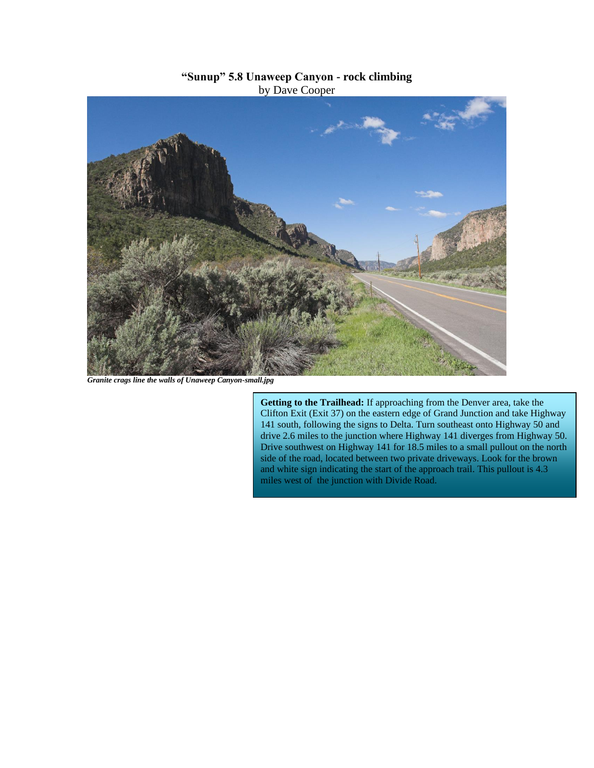# “Sunup” 5.8 Unaweep Canyon - rock climbing

by Dave Cooper

***Granite crags line the walls of Unaweep Canyon-small.jpg***

**Getting to the Trailhead:** If approaching from the Denver area, take the Clifton Exit (Exit 37) on the eastern edge of Grand Junction and take Highway 141 south, following the signs to Delta. Turn southeast onto Highway 50 and drive 2.6 miles to the junction where Highway 141 diverges from Highway 50. Drive southwest on Highway 141 for 18.5 miles to a small pullout on the north side of the road, located between two private driveways. Look for the brown and white sign indicating the start of the approach trail. This pullout is 4.3 miles west of the junction with Divide Road.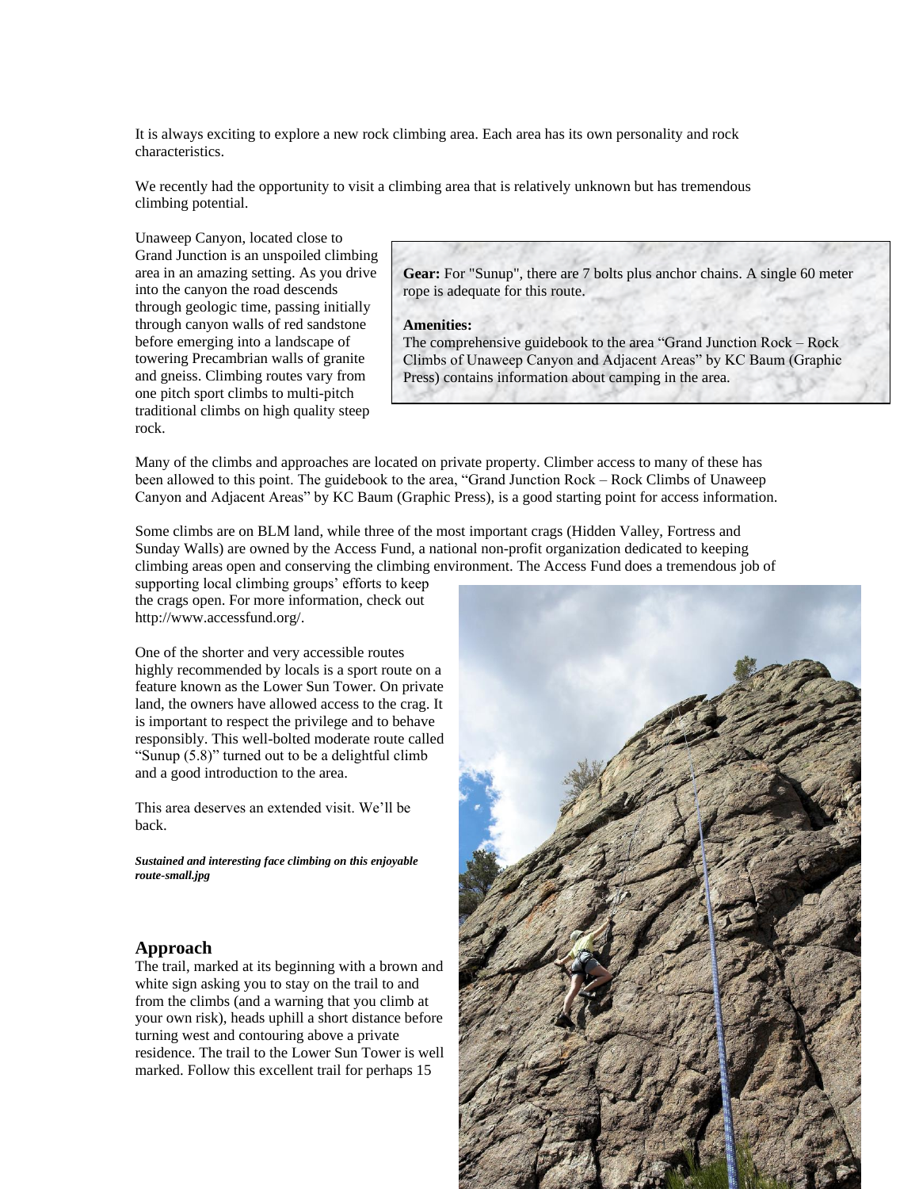It is always exciting to explore a new rock climbing area. Each area has its own personality and rock characteristics.

We recently had the opportunity to visit a climbing area that is relatively unknown but has tremendous climbing potential.

Unaweep Canyon, located close to Grand Junction is an unspoiled climbing area in an amazing setting. As you drive into the canyon the road descends through geologic time, passing initially through canyon walls of red sandstone before emerging into a landscape of towering Precambrian walls of granite and gneiss. Climbing routes vary from one pitch sport climbs to multi-pitch traditional climbs on high quality steep rock.

**Gear:** For "Sunup", there are 7 bolts plus anchor chains. A single 60 meter rope is adequate for this route.

**Amenities:**
The comprehensive guidebook to the area "Grand Junction Rock – Rock Climbs of Unaweep Canyon and Adjacent Areas" by KC Baum (Graphic Press) contains information about camping in the area.

Many of the climbs and approaches are located on private property. Climber access to many of these has been allowed to this point. The guidebook to the area, "Grand Junction Rock – Rock Climbs of Unaweep Canyon and Adjacent Areas" by KC Baum (Graphic Press), is a good starting point for access information.

Some climbs are on BLM land, while three of the most important crags (Hidden Valley, Fortress and Sunday Walls) are owned by the Access Fund, a national non-profit organization dedicated to keeping climbing areas open and conserving the climbing environment. The Access Fund does a tremendous job of supporting local climbing groups' efforts to keep the crags open. For more information, check out http://www.accessfund.org/.

One of the shorter and very accessible routes highly recommended by locals is a sport route on a feature known as the Lower Sun Tower. On private land, the owners have allowed access to the crag. It is important to respect the privilege and to behave responsibly. This well-bolted moderate route called "Sunup (5.8)" turned out to be a delightful climb and a good introduction to the area.

This area deserves an extended visit. We'll be back.

***Sustained and interesting face climbing on this enjoyable route-small.jpg***

## Approach

The trail, marked at its beginning with a brown and white sign asking you to stay on the trail to and from the climbs (and a warning that you climb at your own risk), heads uphill a short distance before turning west and contouring above a private residence. The trail to the Lower Sun Tower is well marked. Follow this excellent trail for perhaps 15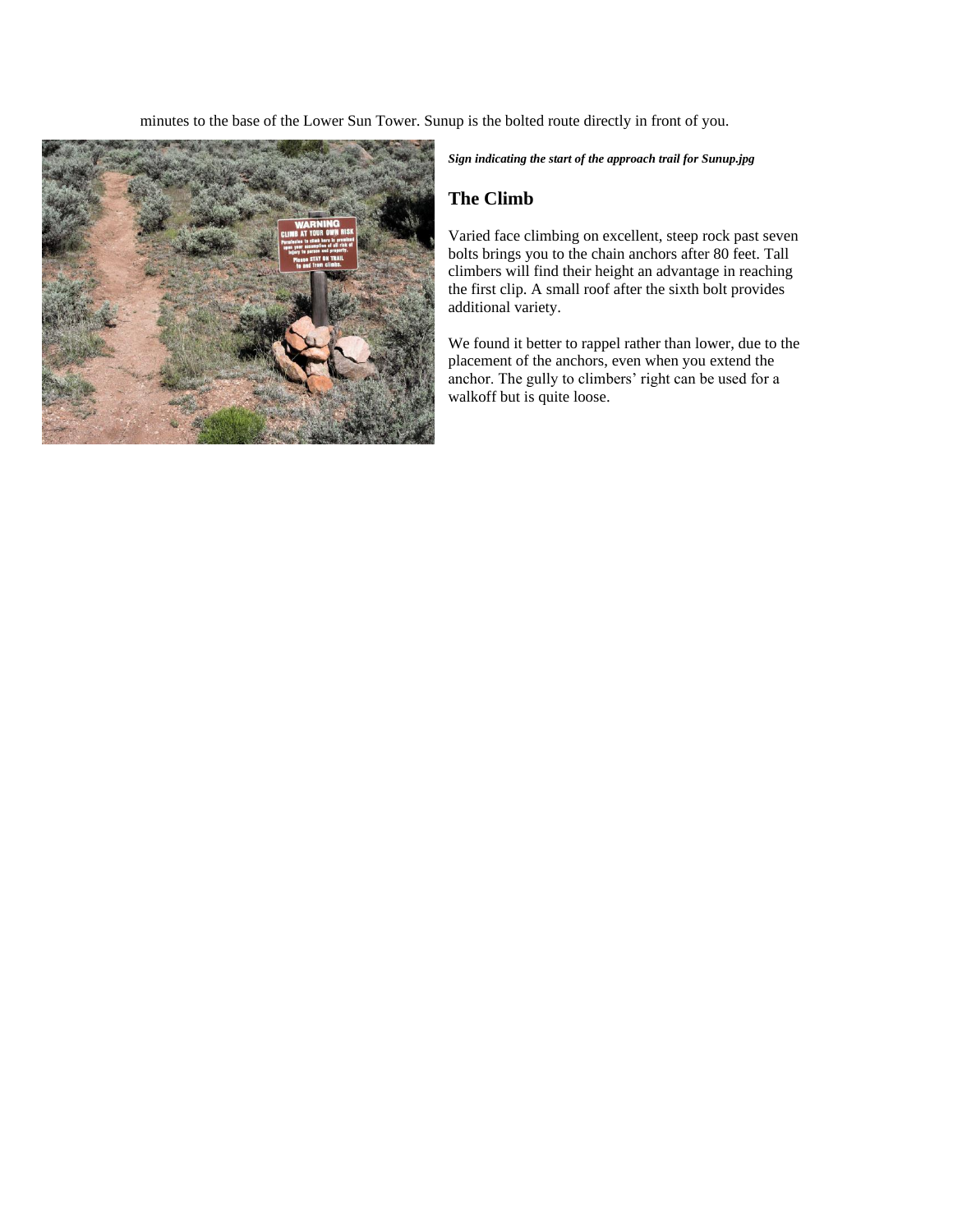minutes to the base of the Lower Sun Tower. Sunup is the bolted route directly in front of you.

***Sign indicating the start of the approach trail for Sunup.jpg***

## The Climb

Varied face climbing on excellent, steep rock past seven bolts brings you to the chain anchors after 80 feet. Tall climbers will find their height an advantage in reaching the first clip. A small roof after the sixth bolt provides additional variety.

We found it better to rappel rather than lower, due to the placement of the anchors, even when you extend the anchor. The gully to climbers' right can be used for a walkoff but is quite loose.